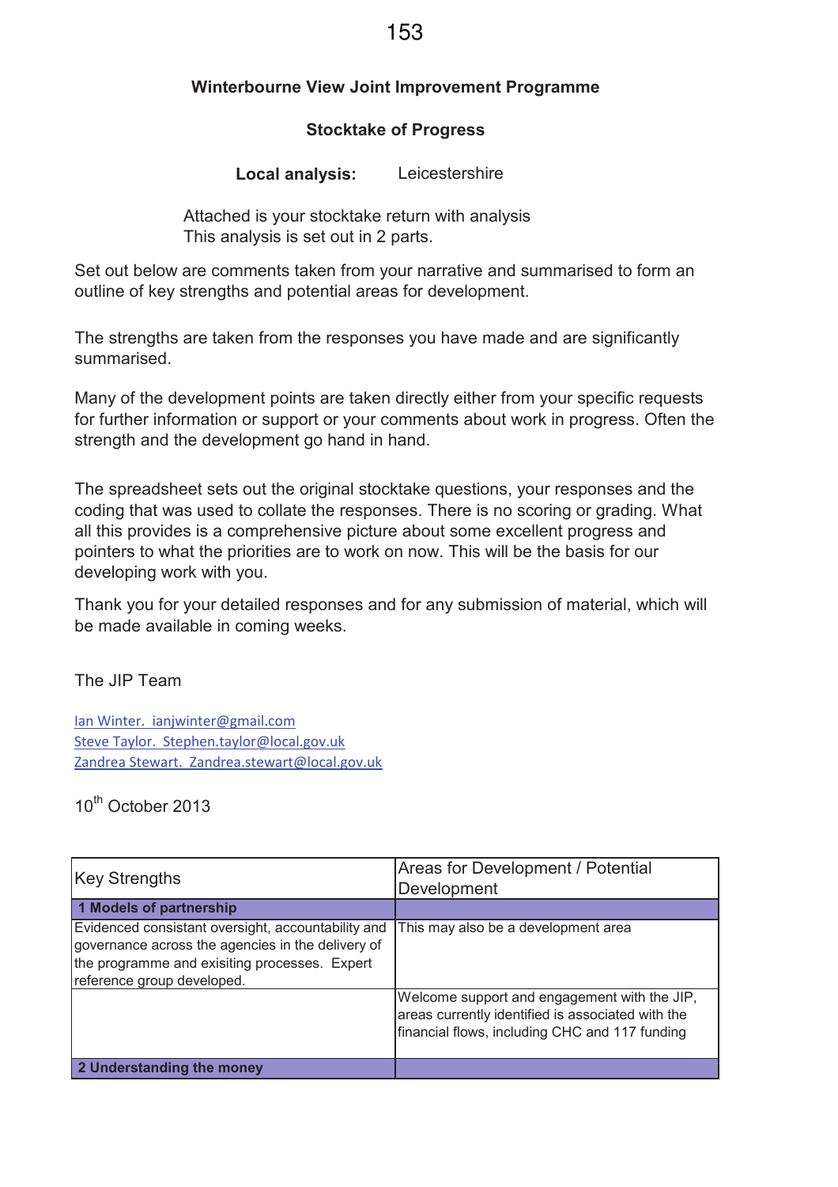**Winterbourne View Joint Improvement Programme**

**Stocktake of Progress**

**Local analysis:** Leicestershire

Attached is your stocktake return with analysis
This analysis is set out in 2 parts.

Set out below are comments taken from your narrative and summarised to form an outline of key strengths and potential areas for development.

The strengths are taken from the responses you have made and are significantly summarised.

Many of the development points are taken directly either from your specific requests for further information or support or your comments about work in progress. Often the strength and the development go hand in hand.

The spreadsheet sets out the original stocktake questions, your responses and the coding that was used to collate the responses. There is no scoring or grading. What all this provides is a comprehensive picture about some excellent progress and pointers to what the priorities are to work on now. This will be the basis for our developing work with you.

Thank you for your detailed responses and for any submission of material, which will be made available in coming weeks.

The JIP Team

Ian Winter. ianjwinter@gmail.com
Steve Taylor. Stephen.taylor@local.gov.uk
Zandrea Stewart. Zandrea.stewart@local.gov.uk

10th October 2013

| Key Strengths | Areas for Development / Potential Development |
|---|---|
| **1 Models of partnership** | |
| Evidenced consistant oversight, accountability and governance across the agencies in the delivery of the programme and exisiting processes. Expert reference group developed. | This may also be a development area |
| | Welcome support and engagement with the JIP, areas currently identified is associated with the financial flows, including CHC and 117 funding |
| **2 Understanding the money** | |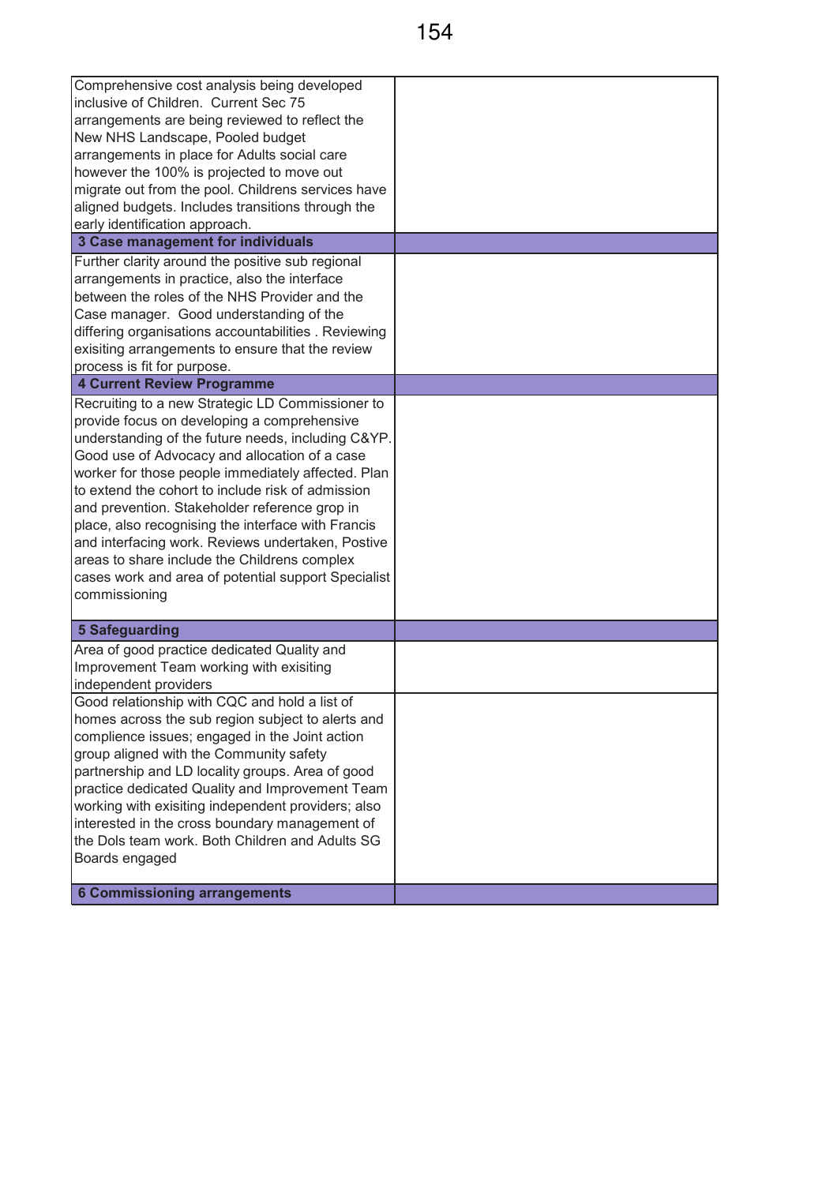| | |
|---|---|
| Comprehensive cost analysis being developed inclusive of Children. Current Sec 75 arrangements are being reviewed to reflect the New NHS Landscape, Pooled budget arrangements in place for Adults social care however the 100% is projected to move out migrate out from the pool. Childrens services have aligned budgets. Includes transitions through the early identification approach. | |
| **3 Case management for individuals** | |
| Further clarity around the positive sub regional arrangements in practice, also the interface between the roles of the NHS Provider and the Case manager. Good understanding of the differing organisations accountabilities . Reviewing exisiting arrangements to ensure that the review process is fit for purpose. | |
| **4 Current Review Programme** | |
| Recruiting to a new Strategic LD Commissioner to provide focus on developing a comprehensive understanding of the future needs, including C&YP. Good use of Advocacy and allocation of a case worker for those people immediately affected. Plan to extend the cohort to include risk of admission and prevention. Stakeholder reference grop in place, also recognising the interface with Francis and interfacing work. Reviews undertaken, Postive areas to share include the Childrens complex cases work and area of potential support Specialist commissioning | |
| **5 Safeguarding** | |
| Area of good practice dedicated Quality and Improvement Team working with exisiting independent providers | |
| Good relationship with CQC and hold a list of homes across the sub region subject to alerts and complience issues; engaged in the Joint action group aligned with the Community safety partnership and LD locality groups. Area of good practice dedicated Quality and Improvement Team working with exisiting independent providers; also interested in the cross boundary management of the Dols team work. Both Children and Adults SG Boards engaged | |
| **6 Commissioning arrangements** | |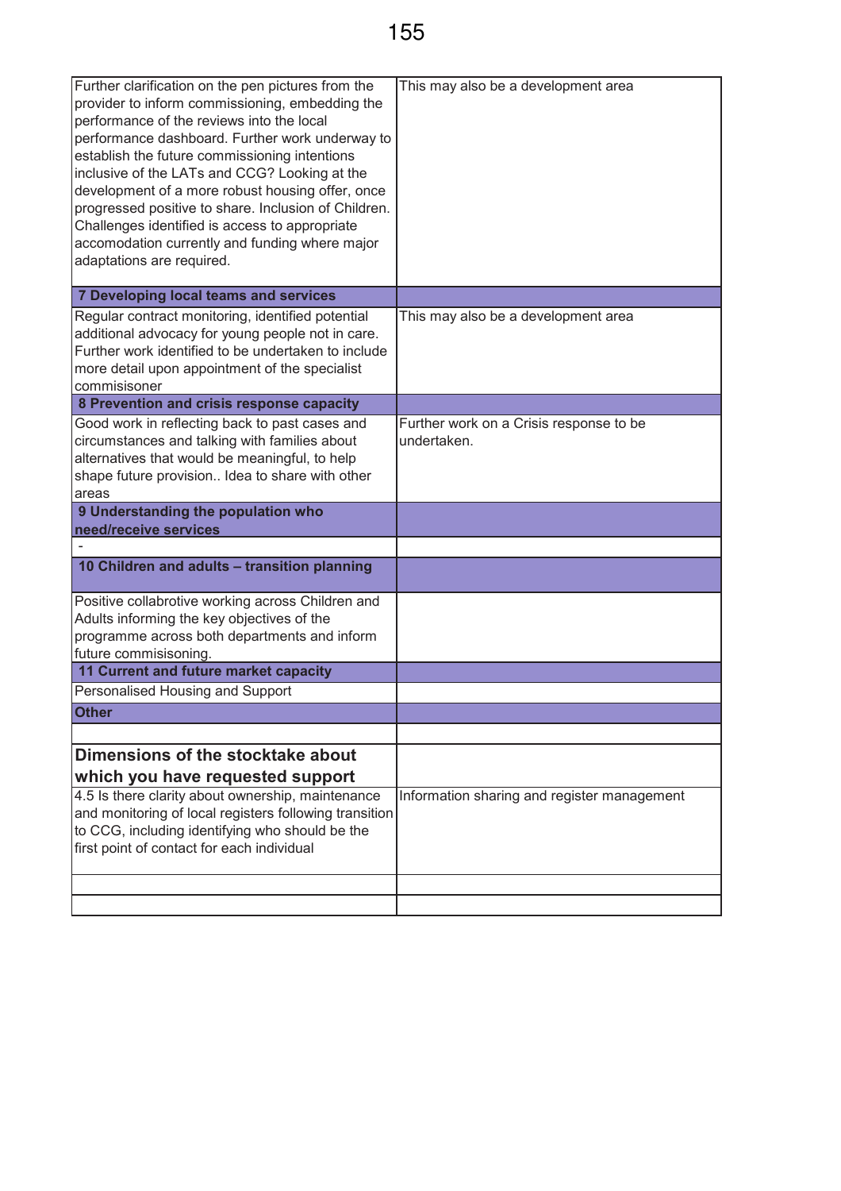| | |
|---|---|
| Further clarification on the pen pictures from the provider to inform commissioning, embedding the performance of the reviews into the local performance dashboard. Further work underway to establish the future commissioning intentions inclusive of the LATs and CCG? Looking at the development of a more robust housing offer, once progressed positive to share. Inclusion of Children. Challenges identified is access to appropriate accomodation currently and funding where major adaptations are required. | This may also be a development area |
| **7 Developing local teams and services** | |
| Regular contract monitoring, identified potential additional advocacy for young people not in care. Further work identified to be undertaken to include more detail upon appointment of the specialist commisioner | This may also be a development area |
| **8 Prevention and crisis response capacity** | |
| Good work in reflecting back to past cases and circumstances and talking with families about alternatives that would be meaningful, to help shape future provision.. Idea to share with other areas | Further work on a Crisis response to be undertaken. |
| **9 Understanding the population who need/receive services** | |
| - | |
| **10 Children and adults – transition planning** | |
| Positive collabrotive working across Children and Adults informing the key objectives of the programme across both departments and inform future commisioning. | |
| **11 Current and future market capacity** | |
| Personalised Housing and Support | |
| **Other** | |
| | |
| **Dimensions of the stocktake about which you have requested support** | |
| 4.5 Is there clarity about ownership, maintenance and monitoring of local registers following transition to CCG, including identifying who should be the first point of contact for each individual | Information sharing and register management |
| | |
| | |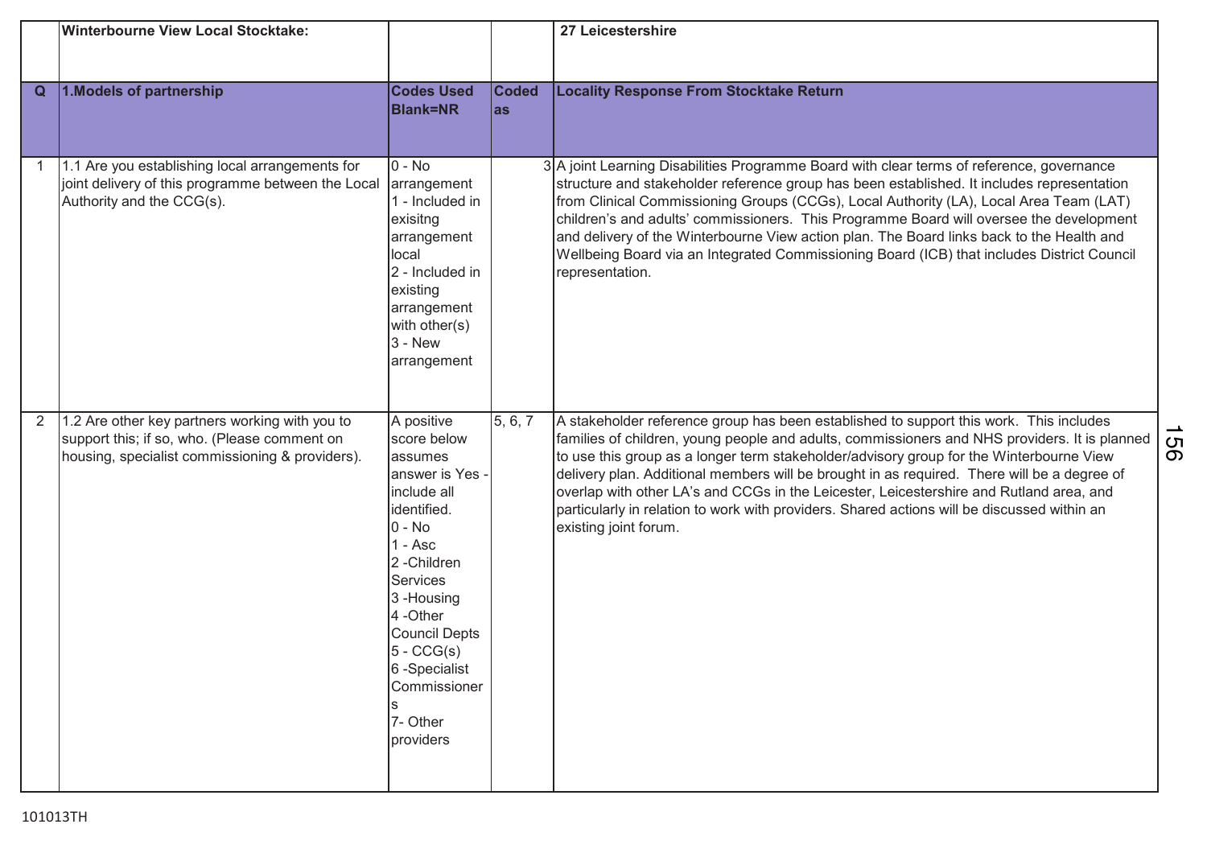| | Winterbourne View Local Stocktake: | | | 27 Leicestershire |
|---|---|---|---|---|
| **Q** | **1.Models of partnership** | **Codes Used Blank=NR** | **Coded as** | **Locality Response From Stocktake Return** |
| 1 | 1.1 Are you establishing local arrangements for joint delivery of this programme between the Local Authority and the CCG(s). | 0 - No arrangement<br>1 - Included in exisitng arrangement local<br>2 - Included in existing arrangement with other(s)<br>3 - New arrangement | 3 | A joint Learning Disabilities Programme Board with clear terms of reference, governance structure and stakeholder reference group has been established. It includes representation from Clinical Commissioning Groups (CCGs), Local Authority (LA), Local Area Team (LAT) children's and adults' commissioners. This Programme Board will oversee the development and delivery of the Winterbourne View action plan. The Board links back to the Health and Wellbeing Board via an Integrated Commissioning Board (ICB) that includes District Council representation. |
| 2 | 1.2 Are other key partners working with you to support this; if so, who. (Please comment on housing, specialist commissioning & providers). | A positive score below assumes answer is Yes - include all identified.<br>0 - No<br>1 - Asc<br>2 -Children Services<br>3 -Housing<br>4 -Other Council Depts<br>5 - CCG(s)<br>6 -Specialist Commissioners<br>7- Other providers | 5, 6, 7 | A stakeholder reference group has been established to support this work. This includes families of children, young people and adults, commissioners and NHS providers. It is planned to use this group as a longer term stakeholder/advisory group for the Winterbourne View delivery plan. Additional members will be brought in as required. There will be a degree of overlap with other LA's and CCGs in the Leicester, Leicestershire and Rutland area, and particularly in relation to work with providers. Shared actions will be discussed within an existing joint forum. |

101013TH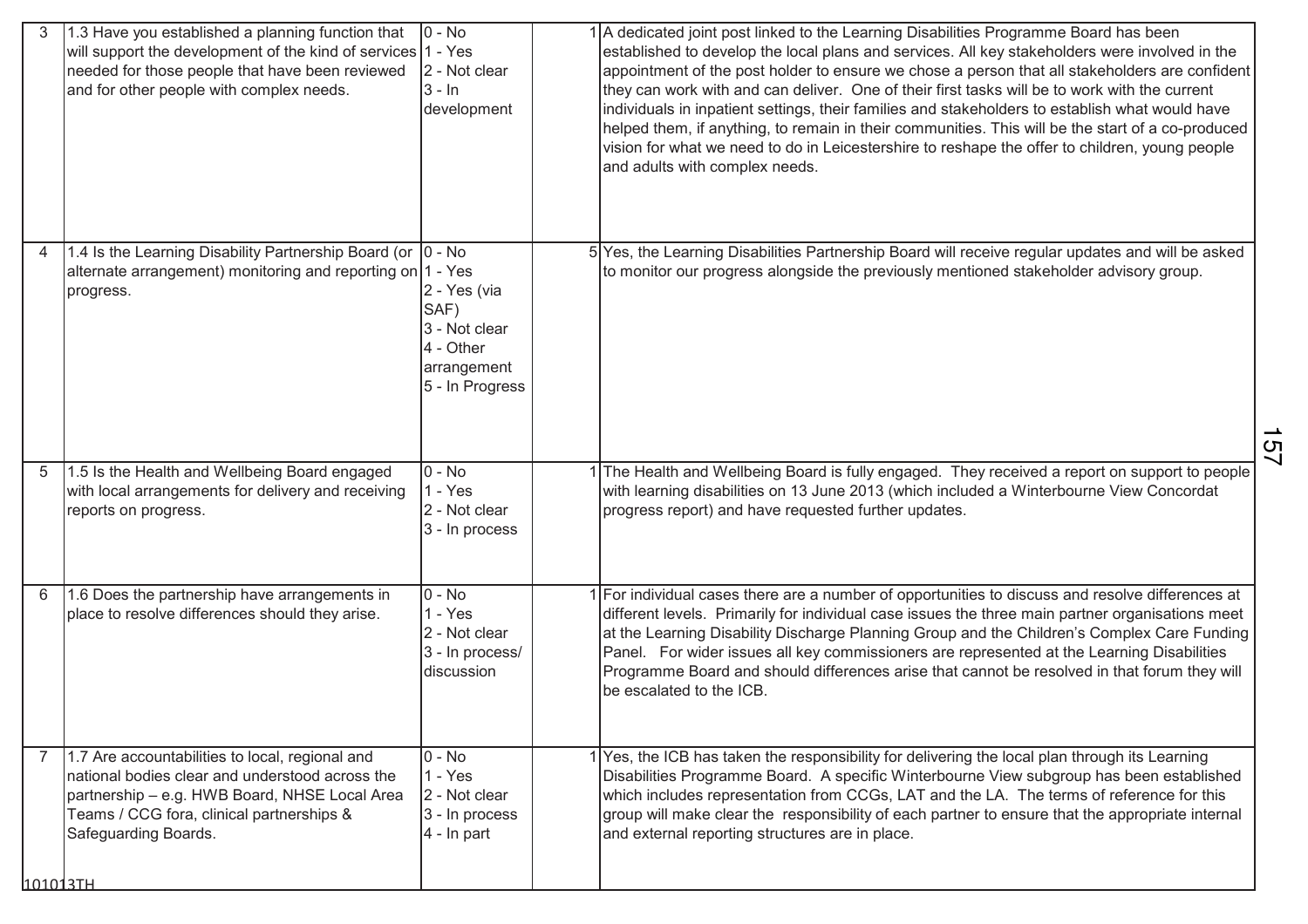| | | | | |
|---|---|---|---|---|
| 3 | 1.3 Have you established a planning function that will support the development of the kind of services needed for those people that have been reviewed and for other people with complex needs. | 0 - No<br>1 - Yes<br>2 - Not clear<br>3 - In development | 1 | A dedicated joint post linked to the Learning Disabilities Programme Board has been established to develop the local plans and services. All key stakeholders were involved in the appointment of the post holder to ensure we chose a person that all stakeholders are confident they can work with and can deliver. One of their first tasks will be to work with the current individuals in inpatient settings, their families and stakeholders to establish what would have helped them, if anything, to remain in their communities. This will be the start of a co-produced vision for what we need to do in Leicestershire to reshape the offer to children, young people and adults with complex needs. |
| 4 | 1.4 Is the Learning Disability Partnership Board (or alternate arrangement) monitoring and reporting on progress. | 0 - No<br>1 - Yes<br>2 - Yes (via SAF)<br>3 - Not clear<br>4 - Other arrangement<br>5 - In Progress | 5 | Yes, the Learning Disabilities Partnership Board will receive regular updates and will be asked to monitor our progress alongside the previously mentioned stakeholder advisory group. |
| 5 | 1.5 Is the Health and Wellbeing Board engaged with local arrangements for delivery and receiving reports on progress. | 0 - No<br>1 - Yes<br>2 - Not clear<br>3 - In process | 1 | The Health and Wellbeing Board is fully engaged. They received a report on support to people with learning disabilities on 13 June 2013 (which included a Winterbourne View Concordat progress report) and have requested further updates. |
| 6 | 1.6 Does the partnership have arrangements in place to resolve differences should they arise. | 0 - No<br>1 - Yes<br>2 - Not clear<br>3 - In process/ discussion | 1 | For individual cases there are a number of opportunities to discuss and resolve differences at different levels. Primarily for individual case issues the three main partner organisations meet at the Learning Disability Discharge Planning Group and the Children's Complex Care Funding Panel. For wider issues all key commissioners are represented at the Learning Disabilities Programme Board and should differences arise that cannot be resolved in that forum they will be escalated to the ICB. |
| 7 | 1.7 Are accountabilities to local, regional and national bodies clear and understood across the partnership – e.g. HWB Board, NHSE Local Area Teams / CCG fora, clinical partnerships & Safeguarding Boards. | 0 - No<br>1 - Yes<br>2 - Not clear<br>3 - In process<br>4 - In part | 1 | Yes, the ICB has taken the responsibility for delivering the local plan through its Learning Disabilities Programme Board. A specific Winterbourne View subgroup has been established which includes representation from CCGs, LAT and the LA. The terms of reference for this group will make clear the responsibility of each partner to ensure that the appropriate internal and external reporting structures are in place. |

101013TH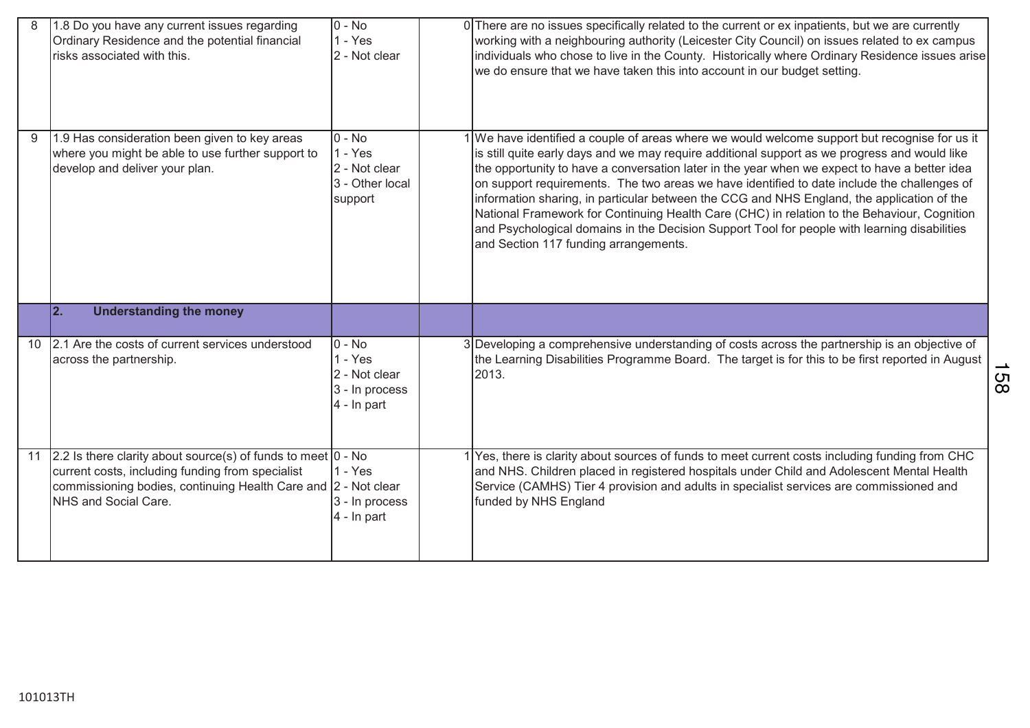| | | | | |
|---|---|---|---|---|
| 8 | 1.8 Do you have any current issues regarding Ordinary Residence and the potential financial risks associated with this. | 0 - No<br>1 - Yes<br>2 - Not clear | 0 | There are no issues specifically related to the current or ex inpatients, but we are currently working with a neighbouring authority (Leicester City Council) on issues related to ex campus individuals who chose to live in the County. Historically where Ordinary Residence issues arise we do ensure that we have taken this into account in our budget setting. |
| 9 | 1.9 Has consideration been given to key areas where you might be able to use further support to develop and deliver your plan. | 0 - No<br>1 - Yes<br>2 - Not clear<br>3 - Other local support | 1 | We have identified a couple of areas where we would welcome support but recognise for us it is still quite early days and we may require additional support as we progress and would like the opportunity to have a conversation later in the year when we expect to have a better idea on support requirements. The two areas we have identified to date include the challenges of information sharing, in particular between the CCG and NHS England, the application of the National Framework for Continuing Health Care (CHC) in relation to the Behaviour, Cognition and Psychological domains in the Decision Support Tool for people with learning disabilities and Section 117 funding arrangements. |
| | **2. Understanding the money** | | | |
| 10 | 2.1 Are the costs of current services understood across the partnership. | 0 - No<br>1 - Yes<br>2 - Not clear<br>3 - In process<br>4 - In part | 3 | Developing a comprehensive understanding of costs across the partnership is an objective of the Learning Disabilities Programme Board. The target is for this to be first reported in August 2013. |
| 11 | 2.2 Is there clarity about source(s) of funds to meet current costs, including funding from specialist commissioning bodies, continuing Health Care and NHS and Social Care. | 0 - No<br>1 - Yes<br>2 - Not clear<br>3 - In process<br>4 - In part | 1 | Yes, there is clarity about sources of funds to meet current costs including funding from CHC and NHS. Children placed in registered hospitals under Child and Adolescent Mental Health Service (CAMHS) Tier 4 provision and adults in specialist services are commissioned and funded by NHS England |

101013TH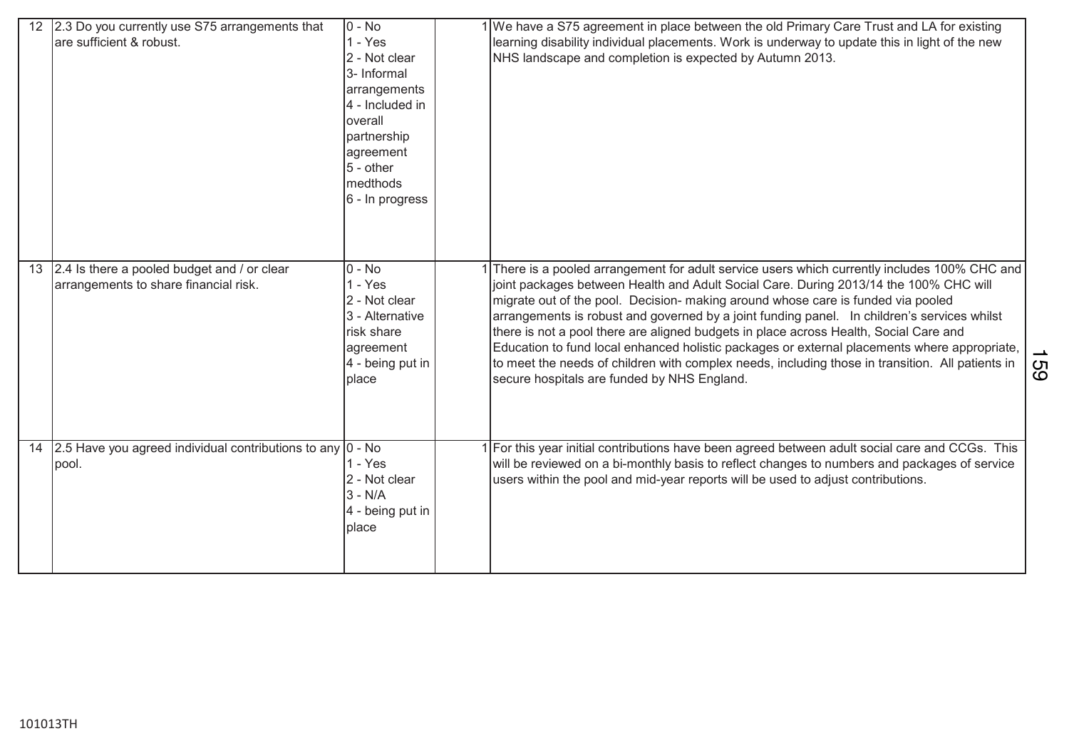| | | | | |
|---|---|---|---|---|
| 12 | 2.3 Do you currently use S75 arrangements that are sufficient & robust. | 0 - No<br>1 - Yes<br>2 - Not clear<br>3- Informal arrangements<br>4 - Included in overall partnership agreement<br>5 - other medthods<br>6 - In progress | 1 | We have a S75 agreement in place between the old Primary Care Trust and LA for existing learning disability individual placements. Work is underway to update this in light of the new NHS landscape and completion is expected by Autumn 2013. |
| 13 | 2.4 Is there a pooled budget and / or clear arrangements to share financial risk. | 0 - No<br>1 - Yes<br>2 - Not clear<br>3 - Alternative risk share agreement<br>4 - being put in place | 1 | There is a pooled arrangement for adult service users which currently includes 100% CHC and joint packages between Health and Adult Social Care. During 2013/14 the 100% CHC will migrate out of the pool. Decision- making around whose care is funded via pooled arrangements is robust and governed by a joint funding panel. In children's services whilst there is not a pool there are aligned budgets in place across Health, Social Care and Education to fund local enhanced holistic packages or external placements where appropriate, to meet the needs of children with complex needs, including those in transition. All patients in secure hospitals are funded by NHS England. |
| 14 | 2.5 Have you agreed individual contributions to any pool. | 0 - No<br>1 - Yes<br>2 - Not clear<br>3 - N/A<br>4 - being put in place | 1 | For this year initial contributions have been agreed between adult social care and CCGs. This will be reviewed on a bi-monthly basis to reflect changes to numbers and packages of service users within the pool and mid-year reports will be used to adjust contributions. |

101013TH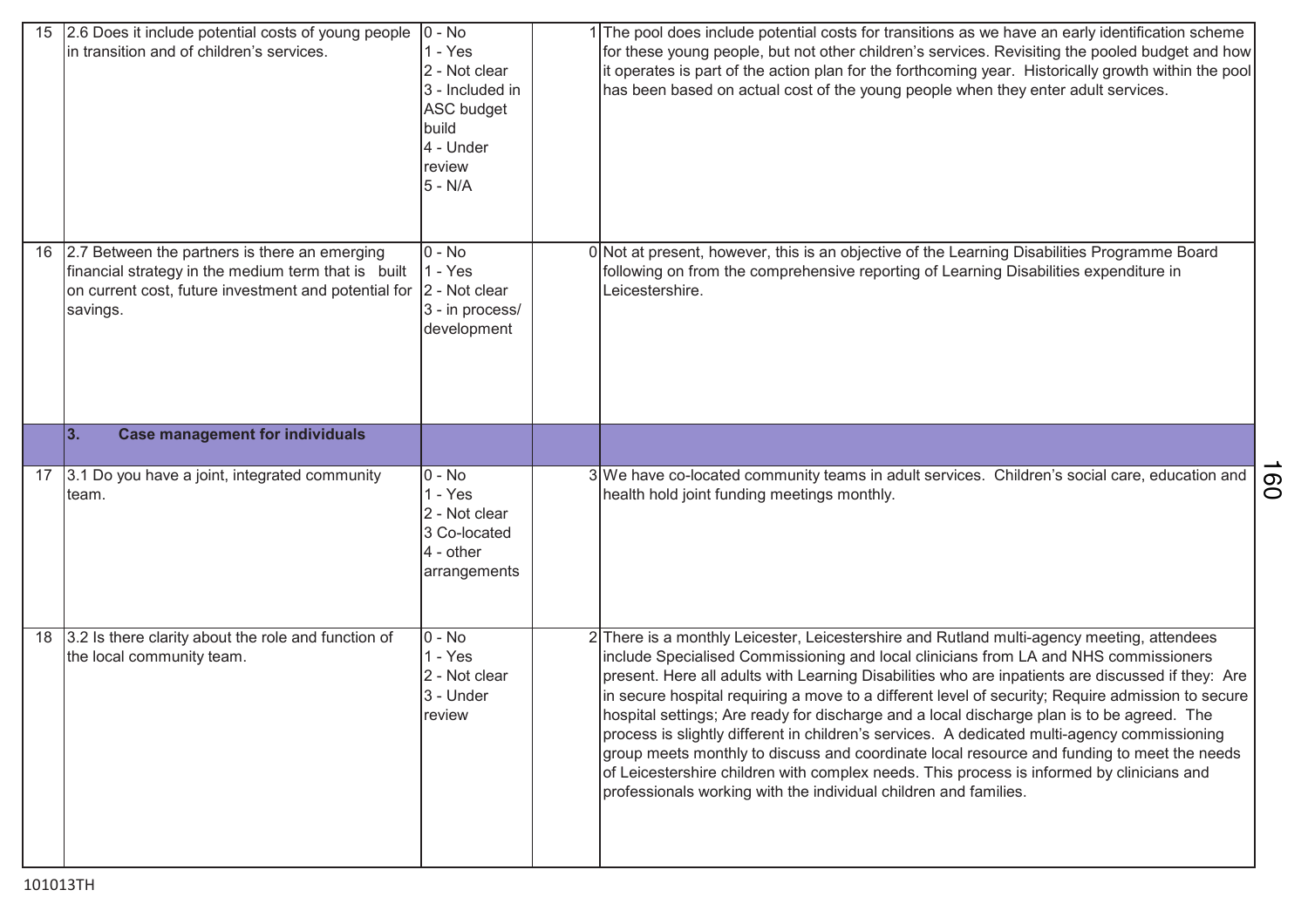| | | | | |
|---|---|---|---|---|
| 15 | 2.6 Does it include potential costs of young people in transition and of children's services. | 0 - No<br>1 - Yes<br>2 - Not clear<br>3 - Included in ASC budget build<br>4 - Under review<br>5 - N/A | 1 | The pool does include potential costs for transitions as we have an early identification scheme for these young people, but not other children's services. Revisiting the pooled budget and how it operates is part of the action plan for the forthcoming year. Historically growth within the pool has been based on actual cost of the young people when they enter adult services. |
| 16 | 2.7 Between the partners is there an emerging financial strategy in the medium term that is built on current cost, future investment and potential for savings. | 0 - No<br>1 - Yes<br>2 - Not clear<br>3 - in process/ development | 0 | Not at present, however, this is an objective of the Learning Disabilities Programme Board following on from the comprehensive reporting of Learning Disabilities expenditure in Leicestershire. |
| | **3. Case management for individuals** | | | |
| 17 | 3.1 Do you have a joint, integrated community team. | 0 - No<br>1 - Yes<br>2 - Not clear<br>3 Co-located<br>4 - other arrangements | 3 | We have co-located community teams in adult services. Children's social care, education and health hold joint funding meetings monthly. |
| 18 | 3.2 Is there clarity about the role and function of the local community team. | 0 - No<br>1 - Yes<br>2 - Not clear<br>3 - Under review | 2 | There is a monthly Leicester, Leicestershire and Rutland multi-agency meeting, attendees include Specialised Commissioning and local clinicians from LA and NHS commissioners present. Here all adults with Learning Disabilities who are inpatients are discussed if they: Are in secure hospital requiring a move to a different level of security; Require admission to secure hospital settings; Are ready for discharge and a local discharge plan is to be agreed. The process is slightly different in children's services. A dedicated multi-agency commissioning group meets monthly to discuss and coordinate local resource and funding to meet the needs of Leicestershire children with complex needs. This process is informed by clinicians and professionals working with the individual children and families. |

101013TH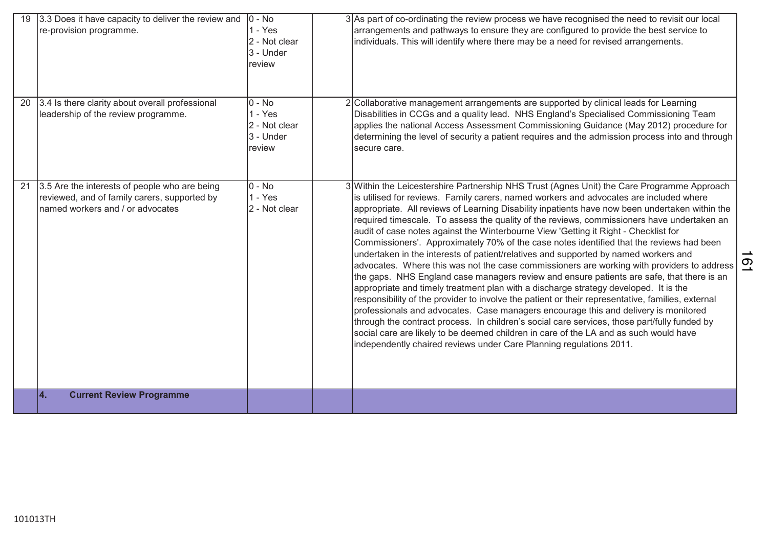| 19 | 3.3 Does it have capacity to deliver the review and re-provision programme. | 0 - No<br>1 - Yes<br>2 - Not clear<br>3 - Under review | 3 | As part of co-ordinating the review process we have recognised the need to revisit our local arrangements and pathways to ensure they are configured to provide the best service to individuals. This will identify where there may be a need for revised arrangements. |
|---|---|---|---|---|
| 20 | 3.4 Is there clarity about overall professional leadership of the review programme. | 0 - No<br>1 - Yes<br>2 - Not clear<br>3 - Under review | 2 | Collaborative management arrangements are supported by clinical leads for Learning Disabilities in CCGs and a quality lead. NHS England's Specialised Commissioning Team applies the national Access Assessment Commissioning Guidance (May 2012) procedure for determining the level of security a patient requires and the admission process into and through secure care. |
| 21 | 3.5 Are the interests of people who are being reviewed, and of family carers, supported by named workers and / or advocates | 0 - No<br>1 - Yes<br>2 - Not clear | 3 | Within the Leicestershire Partnership NHS Trust (Agnes Unit) the Care Programme Approach is utilised for reviews. Family carers, named workers and advocates are included where appropriate. All reviews of Learning Disability inpatients have now been undertaken within the required timescale. To assess the quality of the reviews, commissioners have undertaken an audit of case notes against the Winterbourne View 'Getting it Right - Checklist for Commissioners'. Approximately 70% of the case notes identified that the reviews had been undertaken in the interests of patient/relatives and supported by named workers and advocates. Where this was not the case commissioners are working with providers to address the gaps. NHS England case managers review and ensure patients are safe, that there is an appropriate and timely treatment plan with a discharge strategy developed. It is the responsibility of the provider to involve the patient or their representative, families, external professionals and advocates. Case managers encourage this and delivery is monitored through the contract process. In children's social care services, those part/fully funded by social care are likely to be deemed children in care of the LA and as such would have independently chaired reviews under Care Planning regulations 2011. |
| | **4. Current Review Programme** | | | |

101013TH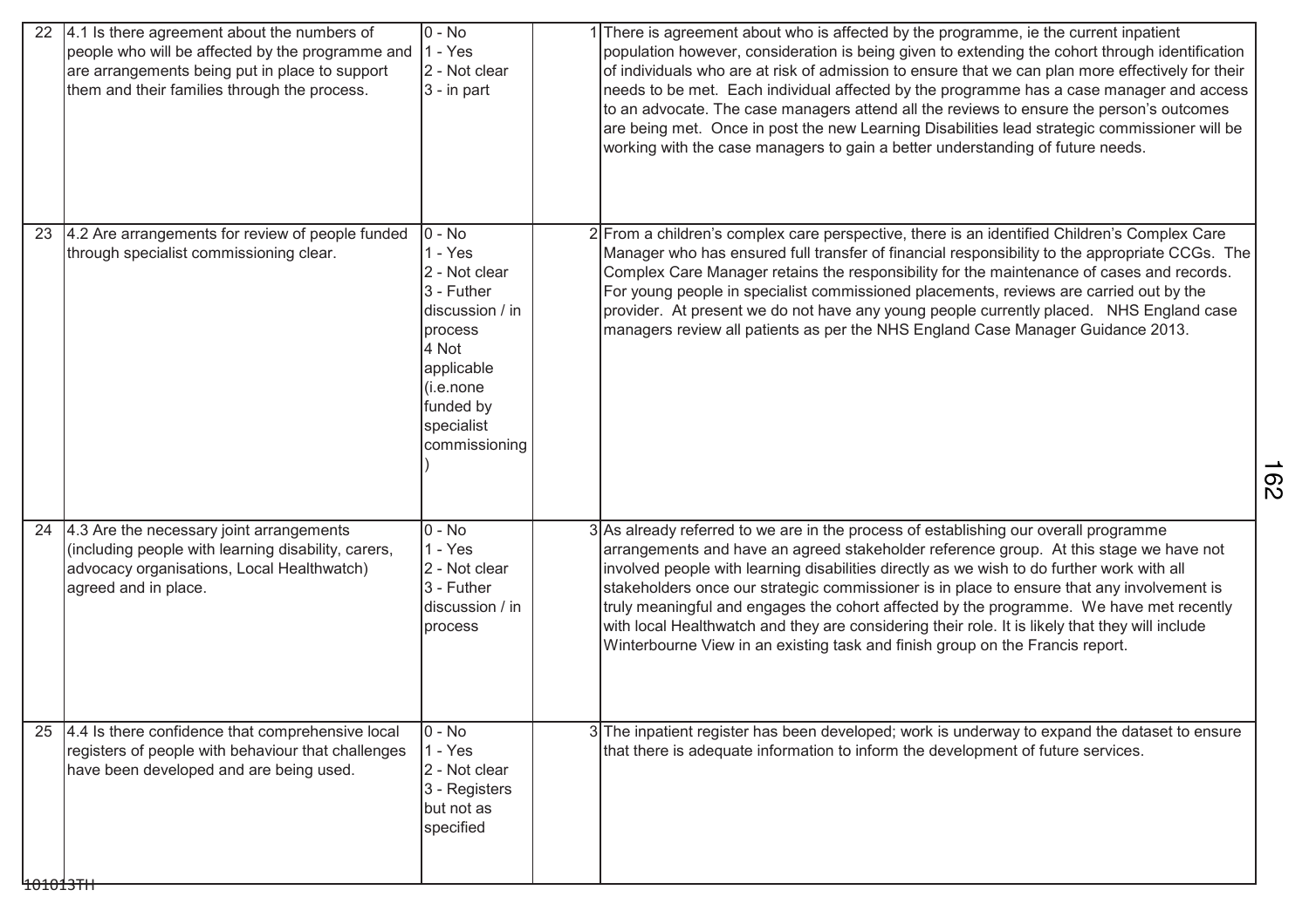| | | | | | |
|---|---|---|---|---|---|
| 22 | 4.1 Is there agreement about the numbers of people who will be affected by the programme and are arrangements being put in place to support them and their families through the process. | 0 - No<br>1 - Yes<br>2 - Not clear<br>3 - in part | | 1 | There is agreement about who is affected by the programme, ie the current inpatient population however, consideration is being given to extending the cohort through identification of individuals who are at risk of admission to ensure that we can plan more effectively for their needs to be met. Each individual affected by the programme has a case manager and access to an advocate. The case managers attend all the reviews to ensure the person's outcomes are being met. Once in post the new Learning Disabilities lead strategic commissioner will be working with the case managers to gain a better understanding of future needs. |
| 23 | 4.2 Are arrangements for review of people funded through specialist commissioning clear. | 0 - No<br>1 - Yes<br>2 - Not clear<br>3 - Futher discussion / in process<br>4 Not applicable (i.e.none funded by specialist commissioning) | | 2 | From a children's complex care perspective, there is an identified Children's Complex Care Manager who has ensured full transfer of financial responsibility to the appropriate CCGs. The Complex Care Manager retains the responsibility for the maintenance of cases and records. For young people in specialist commissioned placements, reviews are carried out by the provider. At present we do not have any young people currently placed. NHS England case managers review all patients as per the NHS England Case Manager Guidance 2013. |
| 24 | 4.3 Are the necessary joint arrangements (including people with learning disability, carers, advocacy organisations, Local Healthwatch) agreed and in place. | 0 - No<br>1 - Yes<br>2 - Not clear<br>3 - Futher discussion / in process | | 3 | As already referred to we are in the process of establishing our overall programme arrangements and have an agreed stakeholder reference group. At this stage we have not involved people with learning disabilities directly as we wish to do further work with all stakeholders once our strategic commissioner is in place to ensure that any involvement is truly meaningful and engages the cohort affected by the programme. We have met recently with local Healthwatch and they are considering their role. It is likely that they will include Winterbourne View in an existing task and finish group on the Francis report. |
| 25 | 4.4 Is there confidence that comprehensive local registers of people with behaviour that challenges have been developed and are being used. | 0 - No<br>1 - Yes<br>2 - Not clear<br>3 - Registers but not as specified | | 3 | The inpatient register has been developed; work is underway to expand the dataset to ensure that there is adequate information to inform the development of future services. |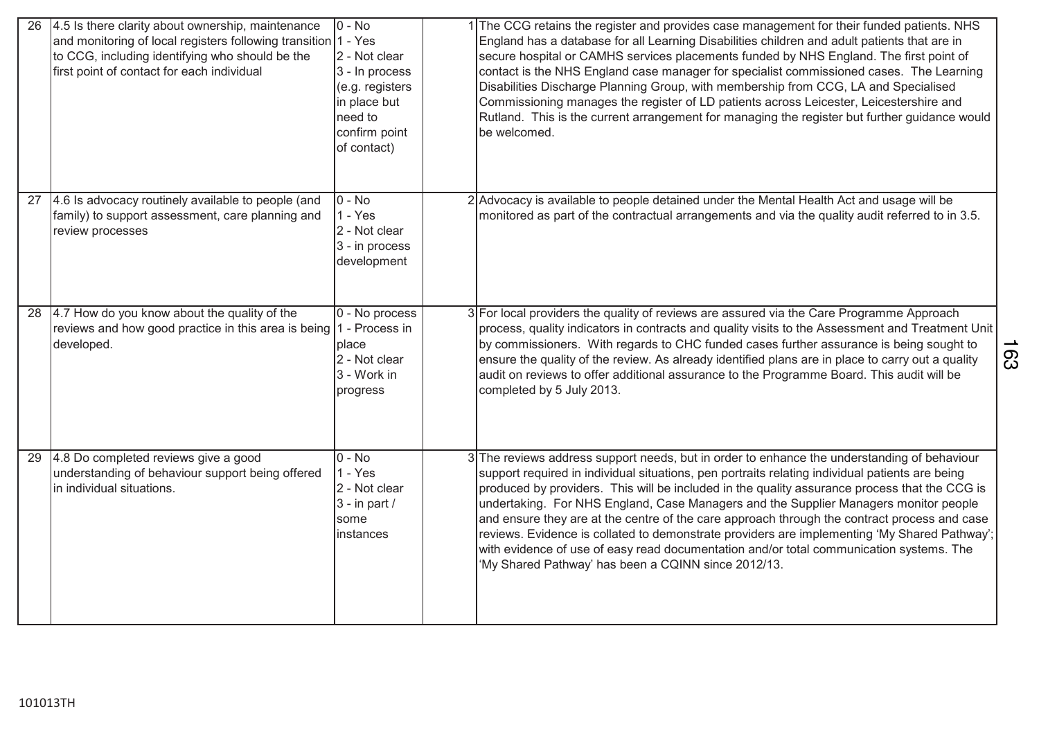| 26 | 4.5 Is there clarity about ownership, maintenance and monitoring of local registers following transition to CCG, including identifying who should be the first point of contact for each individual | 0 - No<br>1 - Yes<br>2 - Not clear<br>3 - In process (e.g. registers in place but need to confirm point of contact) | 1 | The CCG retains the register and provides case management for their funded patients. NHS England has a database for all Learning Disabilities children and adult patients that are in secure hospital or CAMHS services placements funded by NHS England. The first point of contact is the NHS England case manager for specialist commissioned cases. The Learning Disabilities Discharge Planning Group, with membership from CCG, LA and Specialised Commissioning manages the register of LD patients across Leicester, Leicestershire and Rutland. This is the current arrangement for managing the register but further guidance would be welcomed. |
|---|---|---|---|---|
| 27 | 4.6 Is advocacy routinely available to people (and family) to support assessment, care planning and review processes | 0 - No<br>1 - Yes<br>2 - Not clear<br>3 - in process development | 2 | Advocacy is available to people detained under the Mental Health Act and usage will be monitored as part of the contractual arrangements and via the quality audit referred to in 3.5. |
| 28 | 4.7 How do you know about the quality of the reviews and how good practice in this area is being developed. | 0 - No process<br>1 - Process in place<br>2 - Not clear<br>3 - Work in progress | 3 | For local providers the quality of reviews are assured via the Care Programme Approach process, quality indicators in contracts and quality visits to the Assessment and Treatment Unit by commissioners. With regards to CHC funded cases further assurance is being sought to ensure the quality of the review. As already identified plans are in place to carry out a quality audit on reviews to offer additional assurance to the Programme Board. This audit will be completed by 5 July 2013. |
| 29 | 4.8 Do completed reviews give a good understanding of behaviour support being offered in individual situations. | 0 - No<br>1 - Yes<br>2 - Not clear<br>3 - in part / some instances | 3 | The reviews address support needs, but in order to enhance the understanding of behaviour support required in individual situations, pen portraits relating individual patients are being produced by providers. This will be included in the quality assurance process that the CCG is undertaking. For NHS England, Case Managers and the Supplier Managers monitor people and ensure they are at the centre of the care approach through the contract process and case reviews. Evidence is collated to demonstrate providers are implementing 'My Shared Pathway'; with evidence of use of easy read documentation and/or total communication systems. The 'My Shared Pathway' has been a CQINN since 2012/13. |

101013TH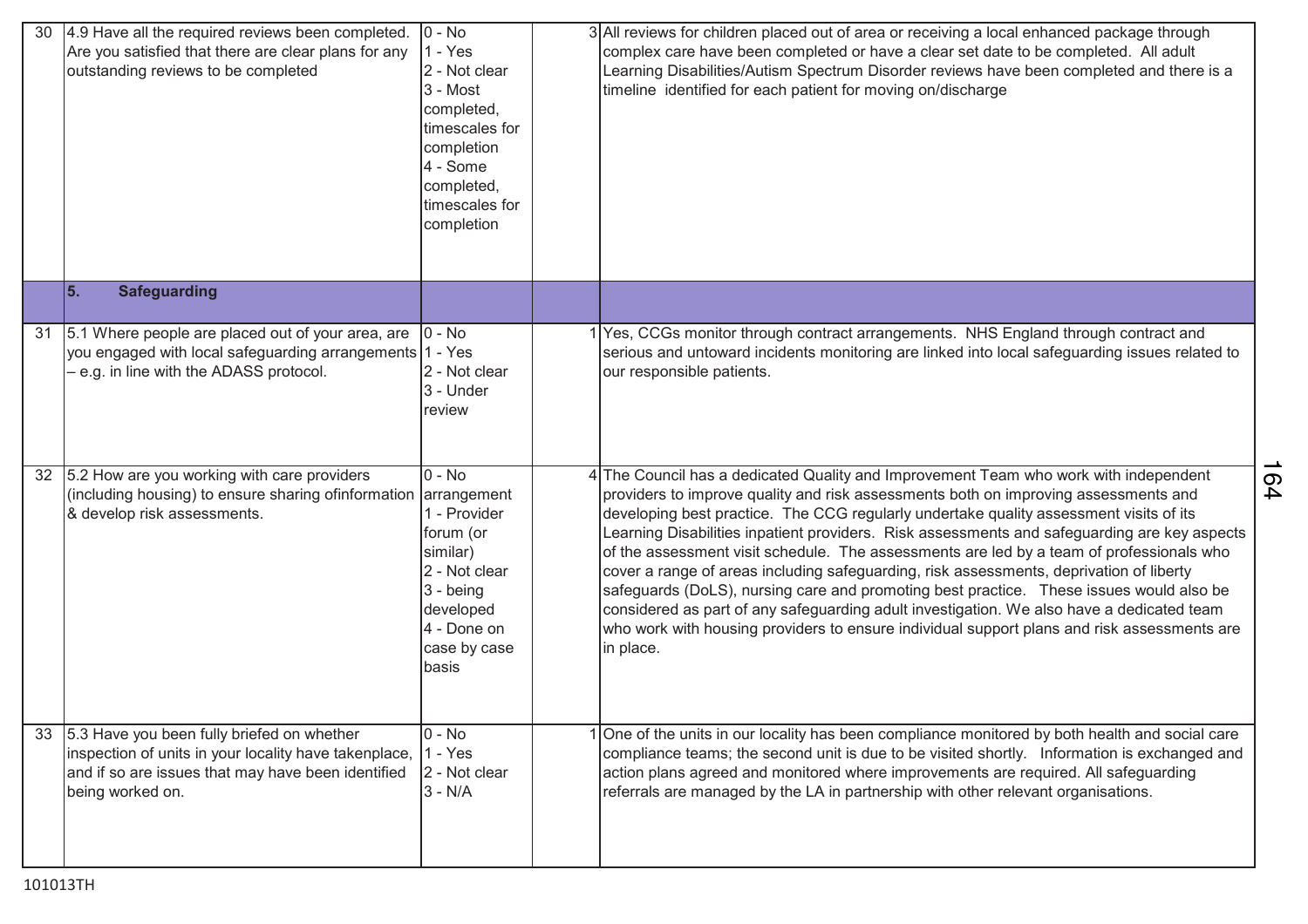| | | | | |
|---|---|---|---|---|
| 30 | 4.9 Have all the required reviews been completed. Are you satisfied that there are clear plans for any outstanding reviews to be completed | 0 - No<br>1 - Yes<br>2 - Not clear<br>3 - Most completed, timescales for completion<br>4 - Some completed, timescales for completion | 3 | All reviews for children placed out of area or receiving a local enhanced package through complex care have been completed or have a clear set date to be completed. All adult Learning Disabilities/Autism Spectrum Disorder reviews have been completed and there is a timeline identified for each patient for moving on/discharge |
| | **5. Safeguarding** | | | |
| 31 | 5.1 Where people are placed out of your area, are you engaged with local safeguarding arrangements – e.g. in line with the ADASS protocol. | 0 - No<br>1 - Yes<br>2 - Not clear<br>3 - Under review | 1 | Yes, CCGs monitor through contract arrangements. NHS England through contract and serious and untoward incidents monitoring are linked into local safeguarding issues related to our responsible patients. |
| 32 | 5.2 How are you working with care providers (including housing) to ensure sharing ofinformation & develop risk assessments. | 0 - No arrangement<br>1 - Provider forum (or similar)<br>2 - Not clear<br>3 - being developed<br>4 - Done on case by case basis | 4 | The Council has a dedicated Quality and Improvement Team who work with independent providers to improve quality and risk assessments both on improving assessments and developing best practice. The CCG regularly undertake quality assessment visits of its Learning Disabilities inpatient providers. Risk assessments and safeguarding are key aspects of the assessment visit schedule. The assessments are led by a team of professionals who cover a range of areas including safeguarding, risk assessments, deprivation of liberty safeguards (DoLS), nursing care and promoting best practice. These issues would also be considered as part of any safeguarding adult investigation. We also have a dedicated team who work with housing providers to ensure individual support plans and risk assessments are in place. |
| 33 | 5.3 Have you been fully briefed on whether inspection of units in your locality have takenplace, and if so are issues that may have been identified being worked on. | 0 - No<br>1 - Yes<br>2 - Not clear<br>3 - N/A | 1 | One of the units in our locality has been compliance monitored by both health and social care compliance teams; the second unit is due to be visited shortly. Information is exchanged and action plans agreed and monitored where improvements are required. All safeguarding referrals are managed by the LA in partnership with other relevant organisations. |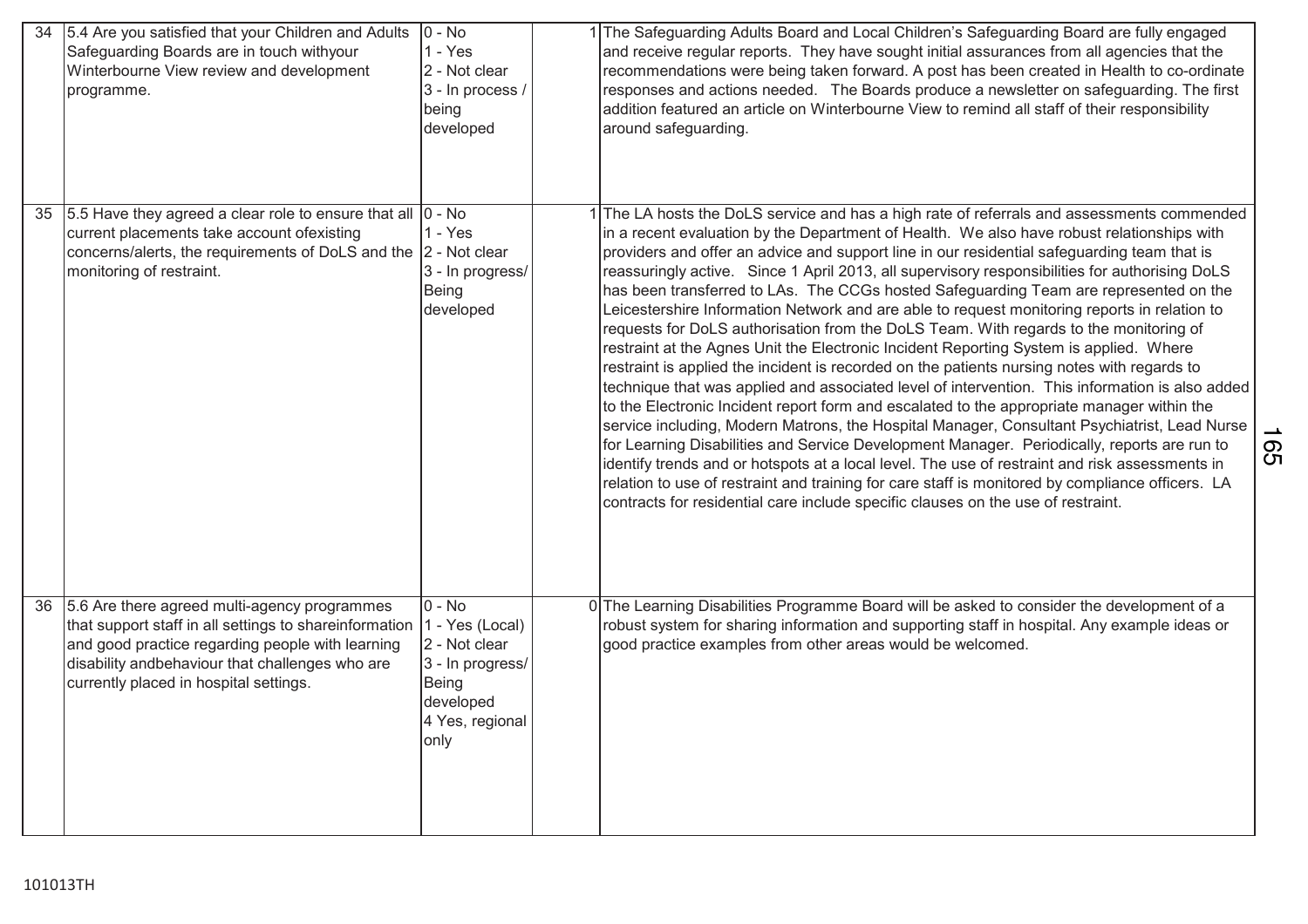| 34 | 5.4 Are you satisfied that your Children and Adults Safeguarding Boards are in touch withyour Winterbourne View review and development programme. | 0 - No<br>1 - Yes<br>2 - Not clear<br>3 - In process / being developed | 1 | The Safeguarding Adults Board and Local Children's Safeguarding Board are fully engaged and receive regular reports. They have sought initial assurances from all agencies that the recommendations were being taken forward. A post has been created in Health to co-ordinate responses and actions needed. The Boards produce a newsletter on safeguarding. The first addition featured an article on Winterbourne View to remind all staff of their responsibility around safeguarding. |
|---|---|---|---|---|
| 35 | 5.5 Have they agreed a clear role to ensure that all current placements take account ofexisting concerns/alerts, the requirements of DoLS and the monitoring of restraint. | 0 - No<br>1 - Yes<br>2 - Not clear<br>3 - In progress/ Being developed | 1 | The LA hosts the DoLS service and has a high rate of referrals and assessments commended in a recent evaluation by the Department of Health. We also have robust relationships with providers and offer an advice and support line in our residential safeguarding team that is reassuringly active. Since 1 April 2013, all supervisory responsibilities for authorising DoLS has been transferred to LAs. The CCGs hosted Safeguarding Team are represented on the Leicestershire Information Network and are able to request monitoring reports in relation to requests for DoLS authorisation from the DoLS Team. With regards to the monitoring of restraint at the Agnes Unit the Electronic Incident Reporting System is applied. Where restraint is applied the incident is recorded on the patients nursing notes with regards to technique that was applied and associated level of intervention. This information is also added to the Electronic Incident report form and escalated to the appropriate manager within the service including, Modern Matrons, the Hospital Manager, Consultant Psychiatrist, Lead Nurse for Learning Disabilities and Service Development Manager. Periodically, reports are run to identify trends and or hotspots at a local level. The use of restraint and risk assessments in relation to use of restraint and training for care staff is monitored by compliance officers. LA contracts for residential care include specific clauses on the use of restraint. |
| 36 | 5.6 Are there agreed multi-agency programmes that support staff in all settings to shareinformation and good practice regarding people with learning disability andbehaviour that challenges who are currently placed in hospital settings. | 0 - No<br>1 - Yes (Local)<br>2 - Not clear<br>3 - In progress/ Being developed<br>4 Yes, regional only | 0 | The Learning Disabilities Programme Board will be asked to consider the development of a robust system for sharing information and supporting staff in hospital. Any example ideas or good practice examples from other areas would be welcomed. |

101013TH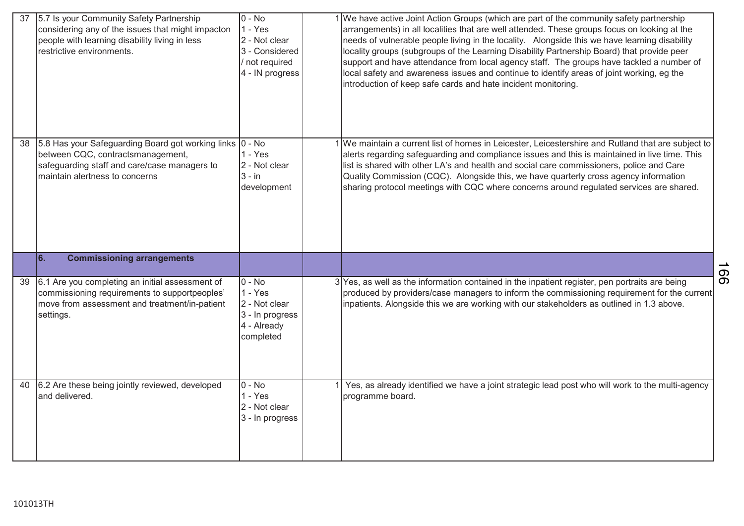| | | | | |
|---|---|---|---|---|
| 37 | 5.7 Is your Community Safety Partnership considering any of the issues that might impacton people with learning disability living in less restrictive environments. | 0 - No<br>1 - Yes<br>2 - Not clear<br>3 - Considered / not required<br>4 - IN progress | 1 | We have active Joint Action Groups (which are part of the community safety partnership arrangements) in all localities that are well attended. These groups focus on looking at the needs of vulnerable people living in the locality. Alongside this we have learning disability locality groups (subgroups of the Learning Disability Partnership Board) that provide peer support and have attendance from local agency staff. The groups have tackled a number of local safety and awareness issues and continue to identify areas of joint working, eg the introduction of keep safe cards and hate incident monitoring. |
| 38 | 5.8 Has your Safeguarding Board got working links between CQC, contractsmanagement, safeguarding staff and care/case managers to maintain alertness to concerns | 0 - No<br>1 - Yes<br>2 - Not clear<br>3 - in development | 1 | We maintain a current list of homes in Leicester, Leicestershire and Rutland that are subject to alerts regarding safeguarding and compliance issues and this is maintained in live time. This list is shared with other LA's and health and social care commissioners, police and Care Quality Commission (CQC). Alongside this, we have quarterly cross agency information sharing protocol meetings with CQC where concerns around regulated services are shared. |
| | **6. Commissioning arrangements** | | | |
| 39 | 6.1 Are you completing an initial assessment of commissioning requirements to supportpeoples' move from assessment and treatment/in-patient settings. | 0 - No<br>1 - Yes<br>2 - Not clear<br>3 - In progress<br>4 - Already completed | 3 | Yes, as well as the information contained in the inpatient register, pen portraits are being produced by providers/case managers to inform the commissioning requirement for the current inpatients. Alongside this we are working with our stakeholders as outlined in 1.3 above. |
| 40 | 6.2 Are these being jointly reviewed, developed and delivered. | 0 - No<br>1 - Yes<br>2 - Not clear<br>3 - In progress | 1 | Yes, as already identified we have a joint strategic lead post who will work to the multi-agency programme board. |

101013TH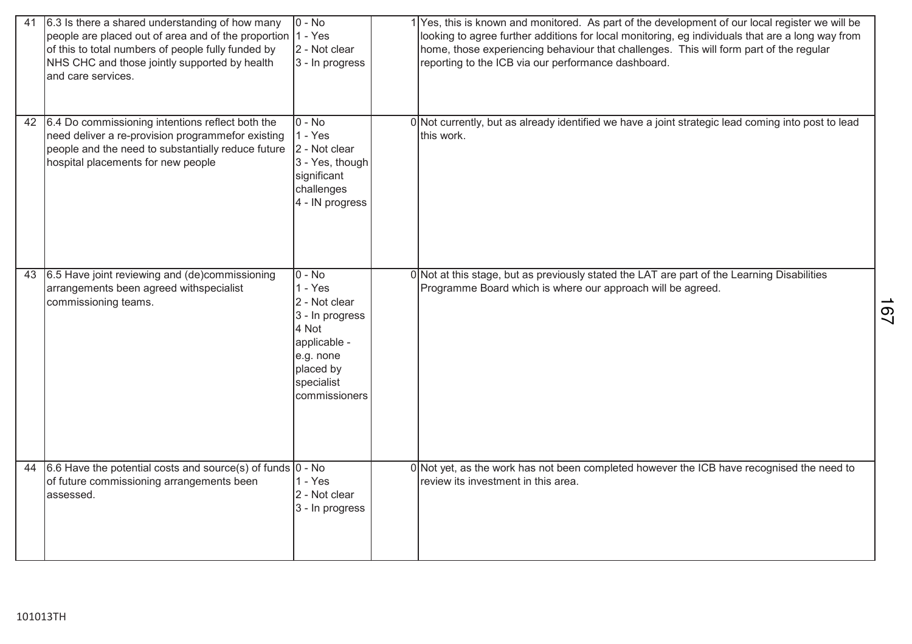| | | | | |
|---|---|---|---|---|
| 41 | 6.3 Is there a shared understanding of how many people are placed out of area and of the proportion of this to total numbers of people fully funded by NHS CHC and those jointly supported by health and care services. | 0 - No<br>1 - Yes<br>2 - Not clear<br>3 - In progress | 1 | Yes, this is known and monitored. As part of the development of our local register we will be looking to agree further additions for local monitoring, eg individuals that are a long way from home, those experiencing behaviour that challenges. This will form part of the regular reporting to the ICB via our performance dashboard. |
| 42 | 6.4 Do commissioning intentions reflect both the need deliver a re-provision programmefor existing people and the need to substantially reduce future hospital placements for new people | 0 - No<br>1 - Yes<br>2 - Not clear<br>3 - Yes, though significant challenges<br>4 - IN progress | 0 | Not currently, but as already identified we have a joint strategic lead coming into post to lead this work. |
| 43 | 6.5 Have joint reviewing and (de)commissioning arrangements been agreed withspecialist commissioning teams. | 0 - No<br>1 - Yes<br>2 - Not clear<br>3 - In progress<br>4 Not applicable - e.g. none placed by specialist commissioners | 0 | Not at this stage, but as previously stated the LAT are part of the Learning Disabilities Programme Board which is where our approach will be agreed. |
| 44 | 6.6 Have the potential costs and source(s) of funds of future commissioning arrangements been assessed. | 0 - No<br>1 - Yes<br>2 - Not clear<br>3 - In progress | 0 | Not yet, as the work has not been completed however the ICB have recognised the need to review its investment in this area. |

101013TH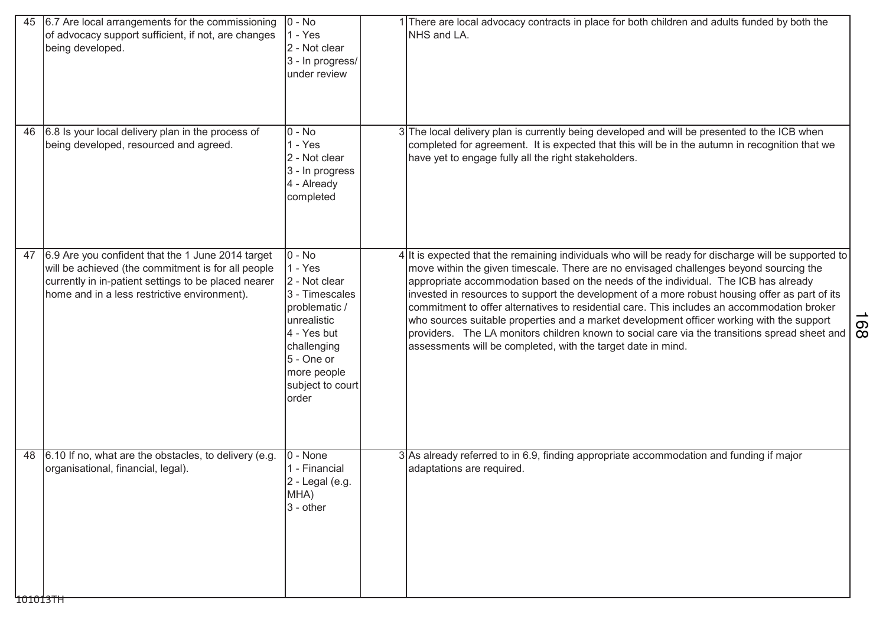| 45 | 6.7 Are local arrangements for the commissioning of advocacy support sufficient, if not, are changes being developed. | 0 - No<br>1 - Yes<br>2 - Not clear<br>3 - In progress/ under review | 1 | There are local advocacy contracts in place for both children and adults funded by both the NHS and LA. |
|---|---|---|---|---|
| 46 | 6.8 Is your local delivery plan in the process of being developed, resourced and agreed. | 0 - No<br>1 - Yes<br>2 - Not clear<br>3 - In progress<br>4 - Already completed | 3 | The local delivery plan is currently being developed and will be presented to the ICB when completed for agreement. It is expected that this will be in the autumn in recognition that we have yet to engage fully all the right stakeholders. |
| 47 | 6.9 Are you confident that the 1 June 2014 target will be achieved (the commitment is for all people currently in in-patient settings to be placed nearer home and in a less restrictive environment). | 0 - No<br>1 - Yes<br>2 - Not clear<br>3 - Timescales problematic / unrealistic<br>4 - Yes but challenging<br>5 - One or more people subject to court order | 4 | It is expected that the remaining individuals who will be ready for discharge will be supported to move within the given timescale. There are no envisaged challenges beyond sourcing the appropriate accommodation based on the needs of the individual. The ICB has already invested in resources to support the development of a more robust housing offer as part of its commitment to offer alternatives to residential care. This includes an accommodation broker who sources suitable properties and a market development officer working with the support providers. The LA monitors children known to social care via the transitions spread sheet and assessments will be completed, with the target date in mind. |
| 48 | 6.10 If no, what are the obstacles, to delivery (e.g. organisational, financial, legal). | 0 - None<br>1 - Financial<br>2 - Legal (e.g. MHA)<br>3 - other | 3 | As already referred to in 6.9, finding appropriate accommodation and funding if major adaptations are required. |

101013TH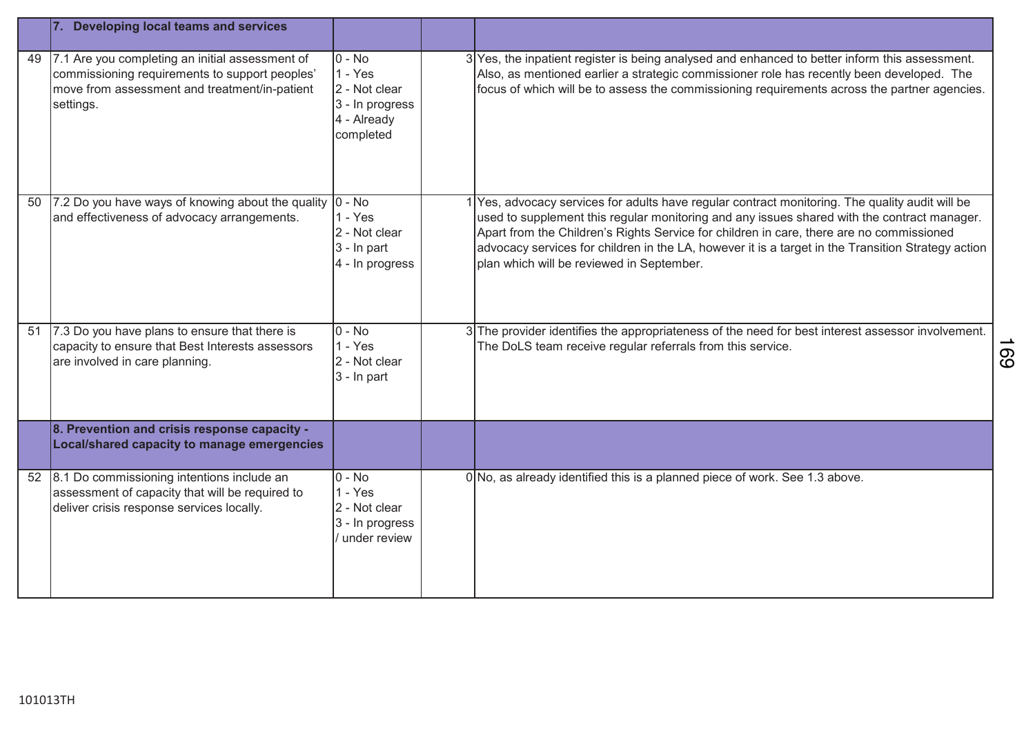| | 7. Developing local teams and services | | | |
|---|---|---|---|---|
| 49 | 7.1 Are you completing an initial assessment of commissioning requirements to support peoples' move from assessment and treatment/in-patient settings. | 0 - No<br>1 - Yes<br>2 - Not clear<br>3 - In progress<br>4 - Already completed | 3 | Yes, the inpatient register is being analysed and enhanced to better inform this assessment. Also, as mentioned earlier a strategic commissioner role has recently been developed. The focus of which will be to assess the commissioning requirements across the partner agencies. |
| 50 | 7.2 Do you have ways of knowing about the quality and effectiveness of advocacy arrangements. | 0 - No<br>1 - Yes<br>2 - Not clear<br>3 - In part<br>4 - In progress | 1 | Yes, advocacy services for adults have regular contract monitoring. The quality audit will be used to supplement this regular monitoring and any issues shared with the contract manager. Apart from the Children's Rights Service for children in care, there are no commissioned advocacy services for children in the LA, however it is a target in the Transition Strategy action plan which will be reviewed in September. |
| 51 | 7.3 Do you have plans to ensure that there is capacity to ensure that Best Interests assessors are involved in care planning. | 0 - No<br>1 - Yes<br>2 - Not clear<br>3 - In part | 3 | The provider identifies the appropriateness of the need for best interest assessor involvement. The DoLS team receive regular referrals from this service. |
| | **8. Prevention and crisis response capacity - Local/shared capacity to manage emergencies** | | | |
| 52 | 8.1 Do commissioning intentions include an assessment of capacity that will be required to deliver crisis response services locally. | 0 - No<br>1 - Yes<br>2 - Not clear<br>3 - In progress / under review | 0 | No, as already identified this is a planned piece of work. See 1.3 above. |

101013TH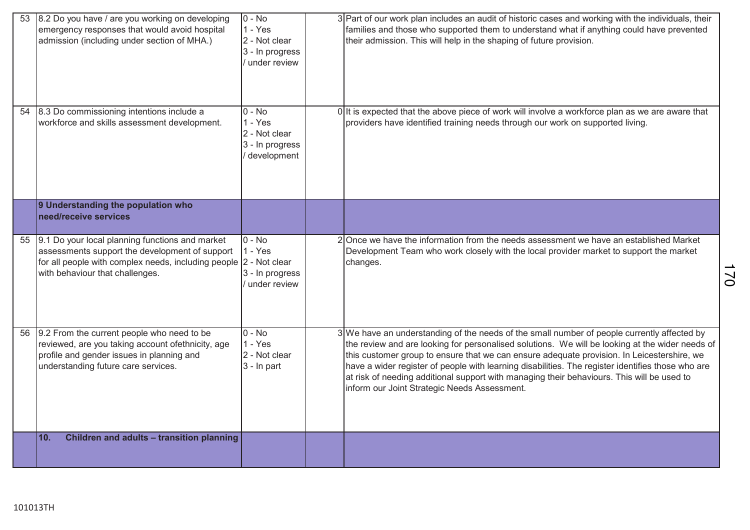| | | | | |
|---|---|---|---|---|
| 53 | 8.2 Do you have / are you working on developing emergency responses that would avoid hospital admission (including under section of MHA.) | 0 - No<br>1 - Yes<br>2 - Not clear<br>3 - In progress / under review | 3 | Part of our work plan includes an audit of historic cases and working with the individuals, their families and those who supported them to understand what if anything could have prevented their admission. This will help in the shaping of future provision. |
| 54 | 8.3 Do commissioning intentions include a workforce and skills assessment development. | 0 - No<br>1 - Yes<br>2 - Not clear<br>3 - In progress / development | 0 | It is expected that the above piece of work will involve a workforce plan as we are aware that providers have identified training needs through our work on supported living. |
| | **9 Understanding the population who need/receive services** | | | |
| 55 | 9.1 Do your local planning functions and market assessments support the development of support for all people with complex needs, including people with behaviour that challenges. | 0 - No<br>1 - Yes<br>2 - Not clear<br>3 - In progress / under review | 2 | Once we have the information from the needs assessment we have an established Market Development Team who work closely with the local provider market to support the market changes. |
| 56 | 9.2 From the current people who need to be reviewed, are you taking account ofethnicity, age profile and gender issues in planning and understanding future care services. | 0 - No<br>1 - Yes<br>2 - Not clear<br>3 - In part | 3 | We have an understanding of the needs of the small number of people currently affected by the review and are looking for personalised solutions. We will be looking at the wider needs of this customer group to ensure that we can ensure adequate provision. In Leicestershire, we have a wider register of people with learning disabilities. The register identifies those who are at risk of needing additional support with managing their behaviours. This will be used to inform our Joint Strategic Needs Assessment. |
| | **10. Children and adults – transition planning** | | | |

101013TH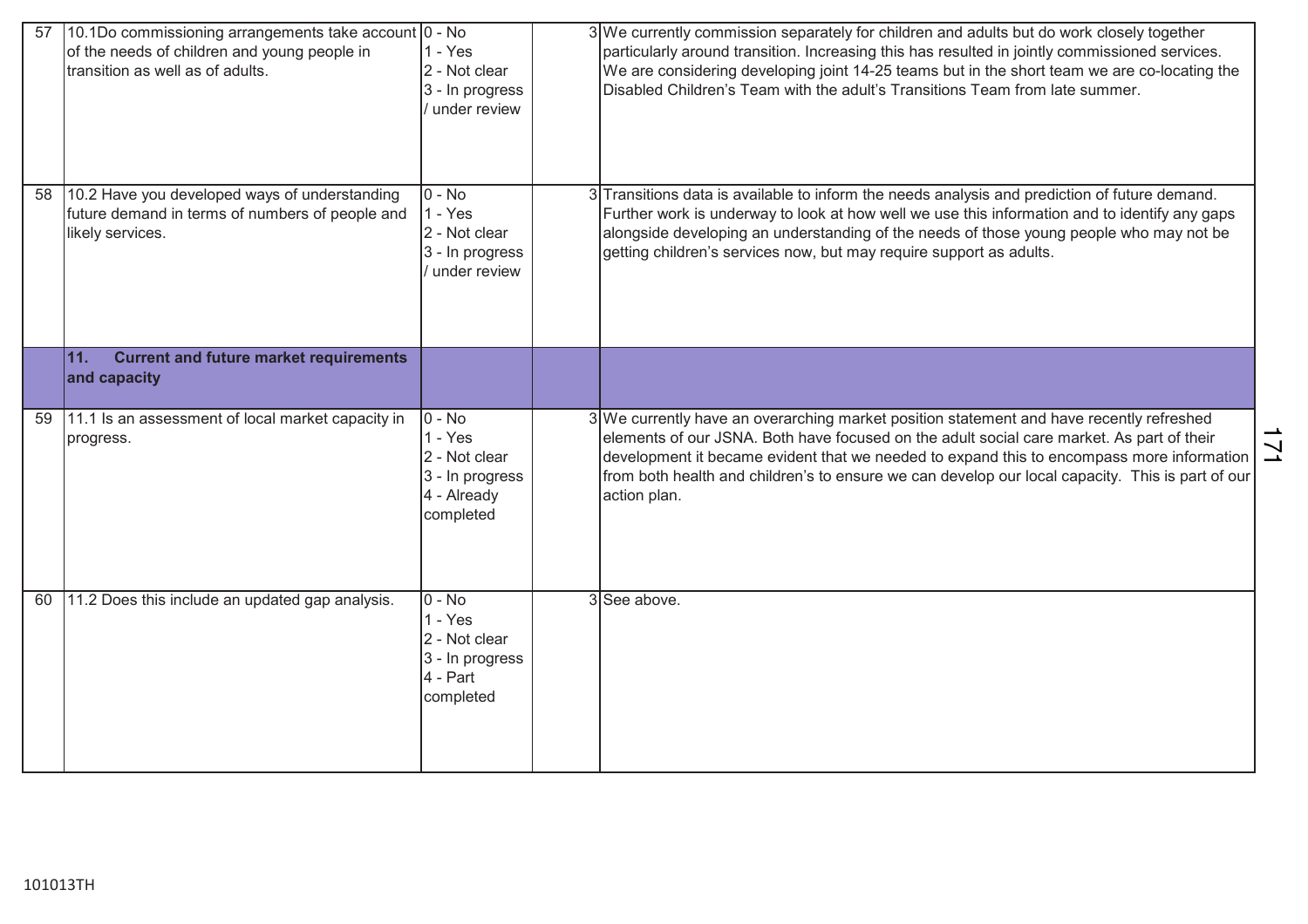| 57 | 10.1Do commissioning arrangements take account of the needs of children and young people in transition as well as of adults. | 0 - No<br>1 - Yes<br>2 - Not clear<br>3 - In progress / under review | 3 | We currently commission separately for children and adults but do work closely together particularly around transition. Increasing this has resulted in jointly commissioned services. We are considering developing joint 14-25 teams but in the short team we are co-locating the Disabled Children's Team with the adult's Transitions Team from late summer. |
|---|---|---|---|---|
| 58 | 10.2 Have you developed ways of understanding future demand in terms of numbers of people and likely services. | 0 - No<br>1 - Yes<br>2 - Not clear<br>3 - In progress / under review | 3 | Transitions data is available to inform the needs analysis and prediction of future demand. Further work is underway to look at how well we use this information and to identify any gaps alongside developing an understanding of the needs of those young people who may not be getting children's services now, but may require support as adults. |
| | **11. Current and future market requirements and capacity** | | | |
| 59 | 11.1 Is an assessment of local market capacity in progress. | 0 - No<br>1 - Yes<br>2 - Not clear<br>3 - In progress<br>4 - Already completed | 3 | We currently have an overarching market position statement and have recently refreshed elements of our JSNA. Both have focused on the adult social care market. As part of their development it became evident that we needed to expand this to encompass more information from both health and children's to ensure we can develop our local capacity. This is part of our action plan. |
| 60 | 11.2 Does this include an updated gap analysis. | 0 - No<br>1 - Yes<br>2 - Not clear<br>3 - In progress<br>4 - Part completed | 3 | See above. |

101013TH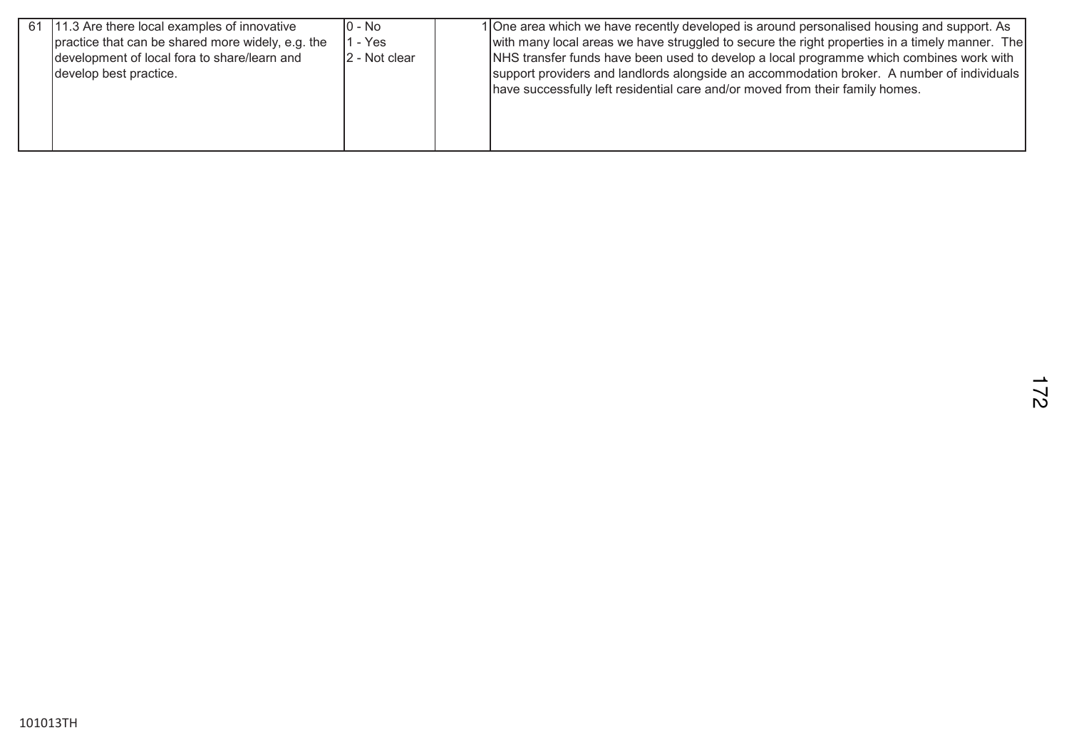| | | | | |
|---|---|---|---|---|
| 61 | 11.3 Are there local examples of innovative practice that can be shared more widely, e.g. the development of local fora to share/learn and develop best practice. | 0 - No<br>1 - Yes<br>2 - Not clear | 1 | One area which we have recently developed is around personalised housing and support. As with many local areas we have struggled to secure the right properties in a timely manner. The NHS transfer funds have been used to develop a local programme which combines work with support providers and landlords alongside an accommodation broker. A number of individuals have successfully left residential care and/or moved from their family homes. |

101013TH